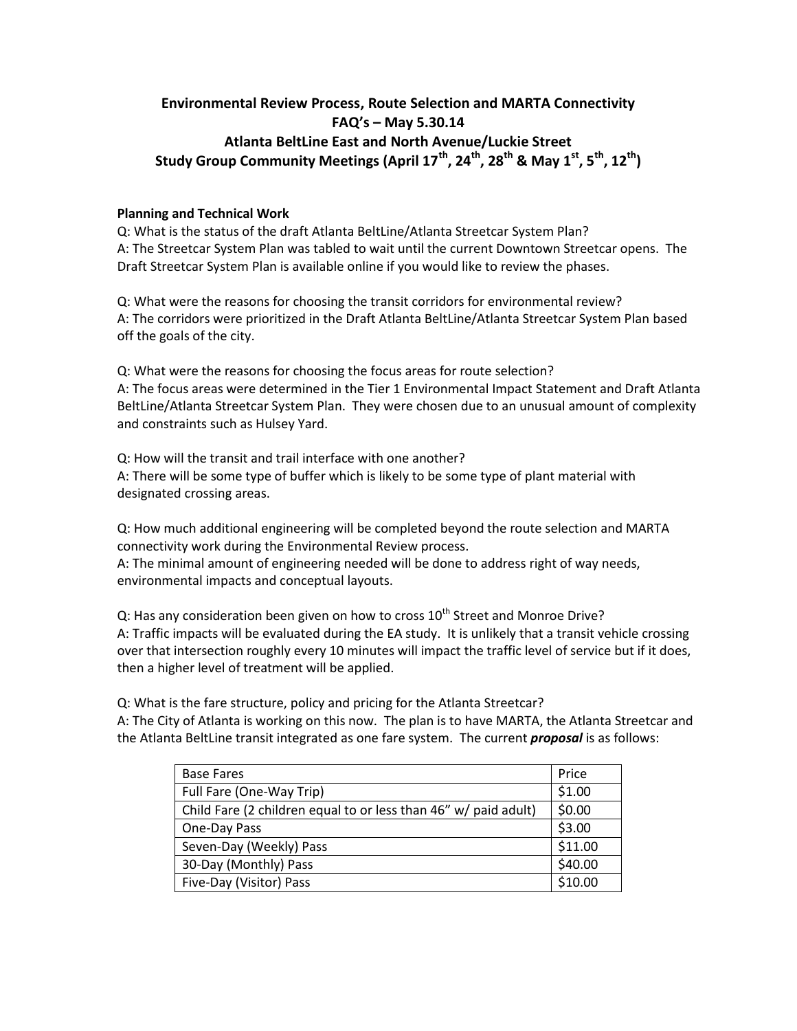# Environmental Review Process, Route Selection and MARTA Connectivity FAQ's – May 5.30.14 Atlanta BeltLine East and North Avenue/Luckie Street Study Group Community Meetings (April 17th, 24th, 28th & May 1st, 5th, 12th)

## Planning and Technical Work

Q: What is the status of the draft Atlanta BeltLine/Atlanta Streetcar System Plan?
A: The Streetcar System Plan was tabled to wait until the current Downtown Streetcar opens. The Draft Streetcar System Plan is available online if you would like to review the phases.

Q: What were the reasons for choosing the transit corridors for environmental review?
A: The corridors were prioritized in the Draft Atlanta BeltLine/Atlanta Streetcar System Plan based off the goals of the city.

Q: What were the reasons for choosing the focus areas for route selection?
A: The focus areas were determined in the Tier 1 Environmental Impact Statement and Draft Atlanta BeltLine/Atlanta Streetcar System Plan. They were chosen due to an unusual amount of complexity and constraints such as Hulsey Yard.

Q: How will the transit and trail interface with one another?
A: There will be some type of buffer which is likely to be some type of plant material with designated crossing areas.

Q: How much additional engineering will be completed beyond the route selection and MARTA connectivity work during the Environmental Review process.
A: The minimal amount of engineering needed will be done to address right of way needs, environmental impacts and conceptual layouts.

Q: Has any consideration been given on how to cross 10th Street and Monroe Drive?
A: Traffic impacts will be evaluated during the EA study. It is unlikely that a transit vehicle crossing over that intersection roughly every 10 minutes will impact the traffic level of service but if it does, then a higher level of treatment will be applied.

Q: What is the fare structure, policy and pricing for the Atlanta Streetcar?
A: The City of Atlanta is working on this now. The plan is to have MARTA, the Atlanta Streetcar and the Atlanta BeltLine transit integrated as one fare system. The current ***proposal*** is as follows:

| Base Fares | Price |
|---|---|
| Full Fare (One-Way Trip) | $1.00 |
| Child Fare (2 children equal to or less than 46" w/ paid adult) | $0.00 |
| One-Day Pass | $3.00 |
| Seven-Day (Weekly) Pass | $11.00 |
| 30-Day (Monthly) Pass | $40.00 |
| Five-Day (Visitor) Pass | $10.00 |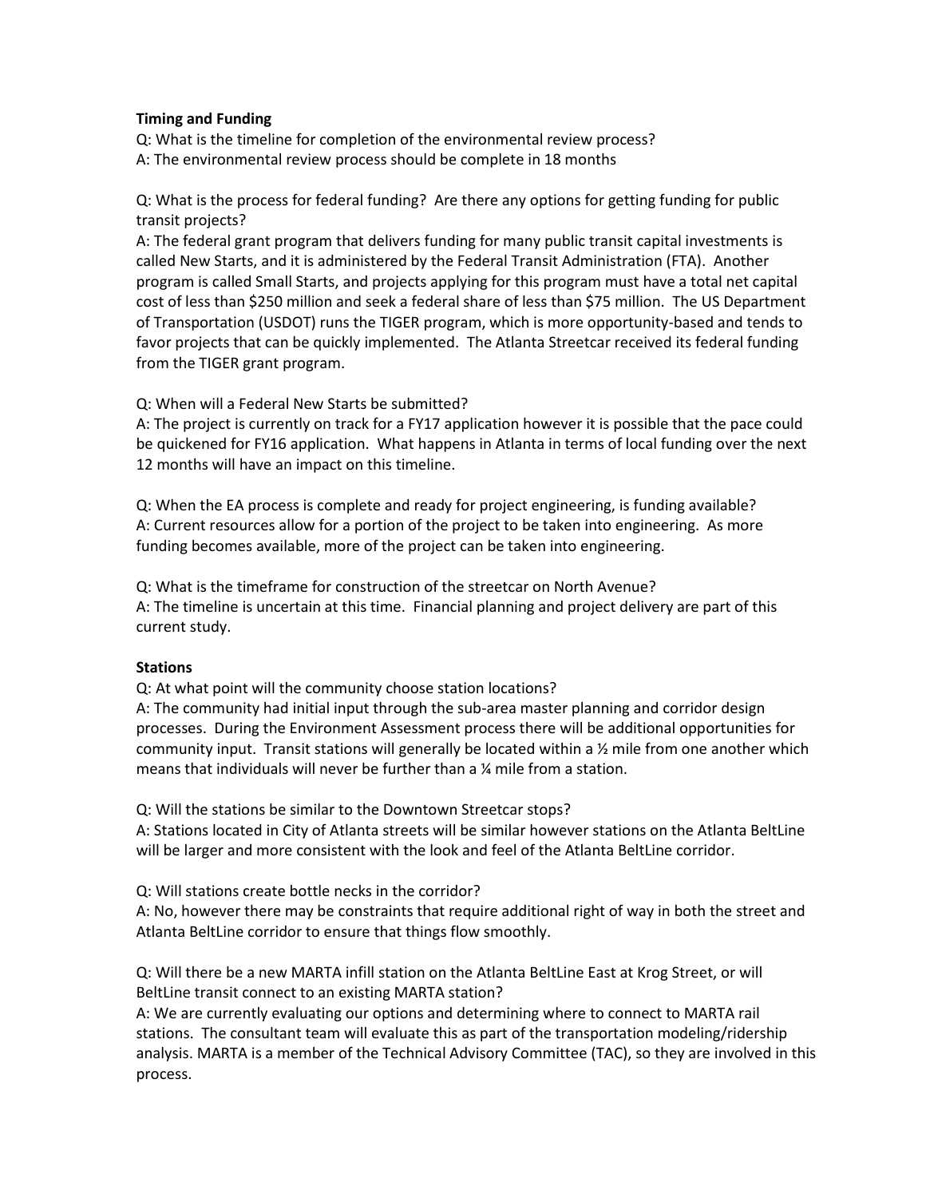**Timing and Funding**

Q: What is the timeline for completion of the environmental review process?
A: The environmental review process should be complete in 18 months

Q: What is the process for federal funding? Are there any options for getting funding for public transit projects?
A: The federal grant program that delivers funding for many public transit capital investments is called New Starts, and it is administered by the Federal Transit Administration (FTA). Another program is called Small Starts, and projects applying for this program must have a total net capital cost of less than $250 million and seek a federal share of less than $75 million. The US Department of Transportation (USDOT) runs the TIGER program, which is more opportunity-based and tends to favor projects that can be quickly implemented. The Atlanta Streetcar received its federal funding from the TIGER grant program.

Q: When will a Federal New Starts be submitted?
A: The project is currently on track for a FY17 application however it is possible that the pace could be quickened for FY16 application. What happens in Atlanta in terms of local funding over the next 12 months will have an impact on this timeline.

Q: When the EA process is complete and ready for project engineering, is funding available?
A: Current resources allow for a portion of the project to be taken into engineering. As more funding becomes available, more of the project can be taken into engineering.

Q: What is the timeframe for construction of the streetcar on North Avenue?
A: The timeline is uncertain at this time. Financial planning and project delivery are part of this current study.

**Stations**

Q: At what point will the community choose station locations?
A: The community had initial input through the sub-area master planning and corridor design processes. During the Environment Assessment process there will be additional opportunities for community input. Transit stations will generally be located within a ½ mile from one another which means that individuals will never be further than a ¼ mile from a station.

Q: Will the stations be similar to the Downtown Streetcar stops?
A: Stations located in City of Atlanta streets will be similar however stations on the Atlanta BeltLine will be larger and more consistent with the look and feel of the Atlanta BeltLine corridor.

Q: Will stations create bottle necks in the corridor?
A: No, however there may be constraints that require additional right of way in both the street and Atlanta BeltLine corridor to ensure that things flow smoothly.

Q: Will there be a new MARTA infill station on the Atlanta BeltLine East at Krog Street, or will BeltLine transit connect to an existing MARTA station?
A: We are currently evaluating our options and determining where to connect to MARTA rail stations. The consultant team will evaluate this as part of the transportation modeling/ridership analysis. MARTA is a member of the Technical Advisory Committee (TAC), so they are involved in this process.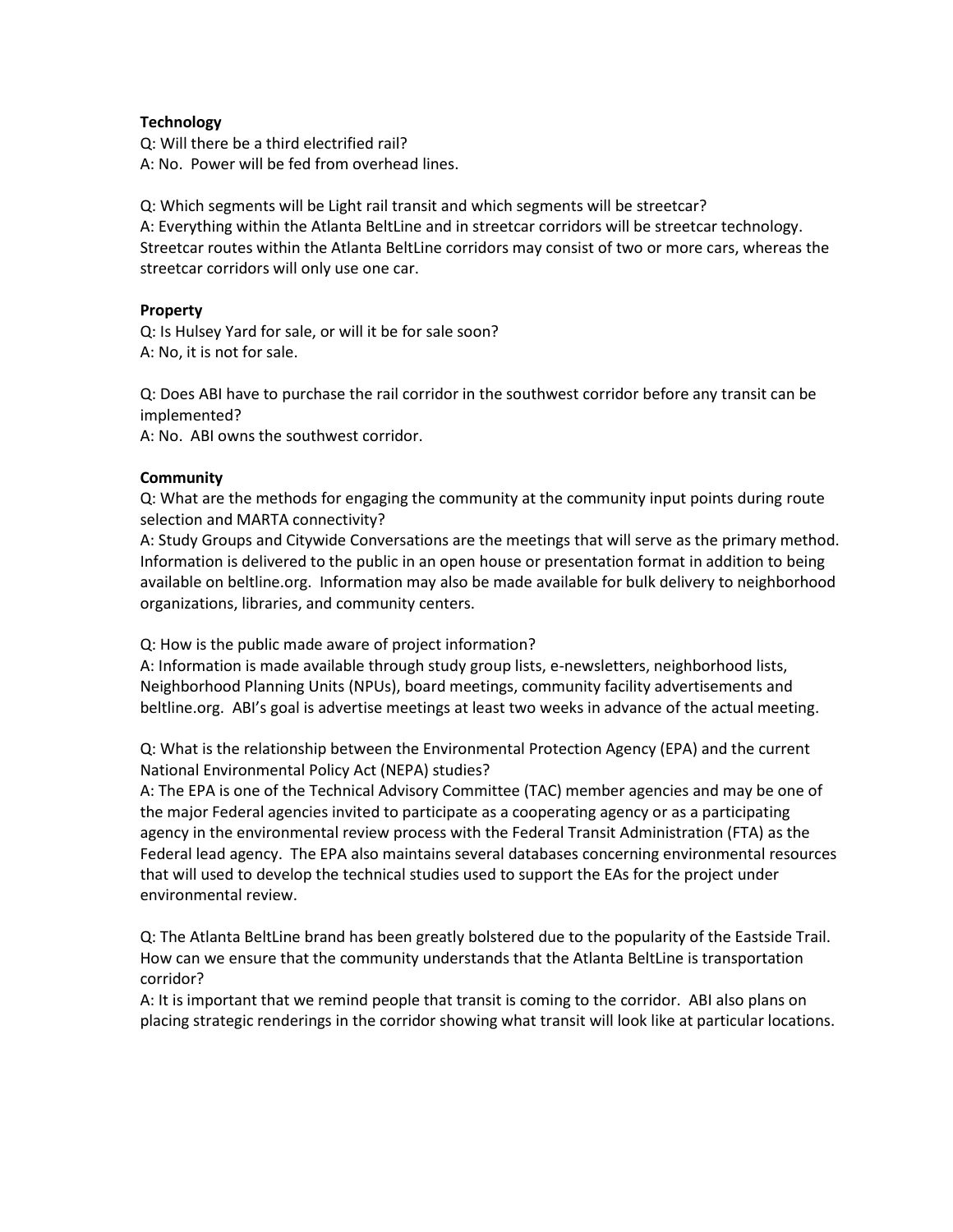**Technology**

Q: Will there be a third electrified rail?
A: No. Power will be fed from overhead lines.

Q: Which segments will be Light rail transit and which segments will be streetcar?
A: Everything within the Atlanta BeltLine and in streetcar corridors will be streetcar technology. Streetcar routes within the Atlanta BeltLine corridors may consist of two or more cars, whereas the streetcar corridors will only use one car.

**Property**

Q: Is Hulsey Yard for sale, or will it be for sale soon?
A: No, it is not for sale.

Q: Does ABI have to purchase the rail corridor in the southwest corridor before any transit can be implemented?
A: No. ABI owns the southwest corridor.

**Community**

Q: What are the methods for engaging the community at the community input points during route selection and MARTA connectivity?
A: Study Groups and Citywide Conversations are the meetings that will serve as the primary method. Information is delivered to the public in an open house or presentation format in addition to being available on beltline.org. Information may also be made available for bulk delivery to neighborhood organizations, libraries, and community centers.

Q: How is the public made aware of project information?
A: Information is made available through study group lists, e-newsletters, neighborhood lists, Neighborhood Planning Units (NPUs), board meetings, community facility advertisements and beltline.org. ABI's goal is advertise meetings at least two weeks in advance of the actual meeting.

Q: What is the relationship between the Environmental Protection Agency (EPA) and the current National Environmental Policy Act (NEPA) studies?
A: The EPA is one of the Technical Advisory Committee (TAC) member agencies and may be one of the major Federal agencies invited to participate as a cooperating agency or as a participating agency in the environmental review process with the Federal Transit Administration (FTA) as the Federal lead agency. The EPA also maintains several databases concerning environmental resources that will used to develop the technical studies used to support the EAs for the project under environmental review.

Q: The Atlanta BeltLine brand has been greatly bolstered due to the popularity of the Eastside Trail. How can we ensure that the community understands that the Atlanta BeltLine is transportation corridor?
A: It is important that we remind people that transit is coming to the corridor. ABI also plans on placing strategic renderings in the corridor showing what transit will look like at particular locations.